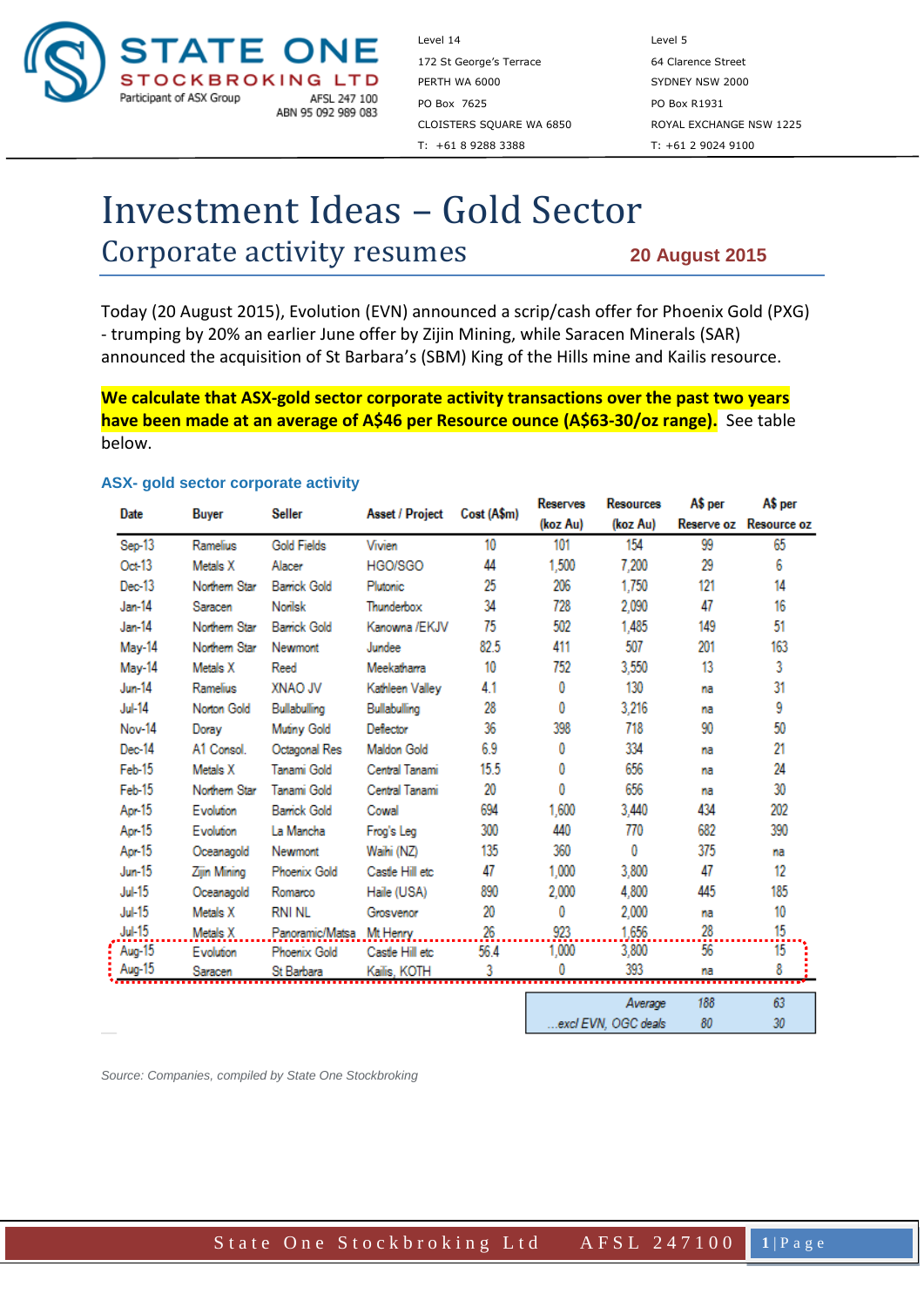STATE ONE STOCKBROKING LTD
Participant of ASX Group
AFSL 247 100
ABN 95 092 989 083

Level 14
172 St George's Terrace
PERTH WA 6000
PO Box 7625
CLOISTERS SQUARE WA 6850
T: +61 8 9288 3388

Level 5
64 Clarence Street
SYDNEY NSW 2000
PO Box R1931
ROYAL EXCHANGE NSW 1225
T: +61 2 9024 9100

# Investment Ideas – Gold Sector

## Corporate activity resumes

**20 August 2015**

Today (20 August 2015), Evolution (EVN) announced a scrip/cash offer for Phoenix Gold (PXG) - trumping by 20% an earlier June offer by Zijin Mining, while Saracen Minerals (SAR) announced the acquisition of St Barbara's (SBM) King of the Hills mine and Kailis resource.

**We calculate that ASX-gold sector corporate activity transactions over the past two years have been made at an average of A$46 per Resource ounce (A$63-30/oz range).** See table below.

### ASX- gold sector corporate activity

| Date | Buyer | Seller | Asset / Project | Cost (A$m) | Reserves (koz Au) | Resources (koz Au) | A$ per Reserve oz | A$ per Resource oz |
|---|---|---|---|---|---|---|---|---|
| Sep-13 | Ramelius | Gold Fields | Vivien | 10 | 101 | 154 | 99 | 65 |
| Oct-13 | Metals X | Alacer | HGO/SGO | 44 | 1,500 | 7,200 | 29 | 6 |
| Dec-13 | Northern Star | Barrick Gold | Plutonic | 25 | 206 | 1,750 | 121 | 14 |
| Jan-14 | Saracen | Norilsk | Thunderbox | 34 | 728 | 2,090 | 47 | 16 |
| Jan-14 | Northern Star | Barrick Gold | Kanowna /EKJV | 75 | 502 | 1,485 | 149 | 51 |
| May-14 | Northern Star | Newmont | Jundee | 82.5 | 411 | 507 | 201 | 163 |
| May-14 | Metals X | Reed | Meekatharra | 10 | 752 | 3,550 | 13 | 3 |
| Jun-14 | Ramelius | XNAO JV | Kathleen Valley | 4.1 | 0 | 130 | na | 31 |
| Jul-14 | Norton Gold | Bullabulling | Bullabulling | 28 | 0 | 3,216 | na | 9 |
| Nov-14 | Doray | Mutiny Gold | Deflector | 36 | 398 | 718 | 90 | 50 |
| Dec-14 | A1 Consol. | Octagonal Res | Maldon Gold | 6.9 | 0 | 334 | na | 21 |
| Feb-15 | Metals X | Tanami Gold | Central Tanami | 15.5 | 0 | 656 | na | 24 |
| Feb-15 | Northern Star | Tanami Gold | Central Tanami | 20 | 0 | 656 | na | 30 |
| Apr-15 | Evolution | Barrick Gold | Cowal | 694 | 1,600 | 3,440 | 434 | 202 |
| Apr-15 | Evolution | La Mancha | Frog's Leg | 300 | 440 | 770 | 682 | 390 |
| Apr-15 | Oceanagold | Newmont | Waihi (NZ) | 135 | 360 | 0 | 375 | na |
| Jun-15 | Zijin Mining | Phoenix Gold | Castle Hill etc | 47 | 1,000 | 3,800 | 47 | 12 |
| Jul-15 | Oceanagold | Romarco | Haile (USA) | 890 | 2,000 | 4,800 | 445 | 185 |
| Jul-15 | Metals X | RNI NL | Grosvenor | 20 | 0 | 2,000 | na | 10 |
| Jul-15 | Metals X | Panoramic/Matsa | Mt Henry | 26 | 923 | 1,656 | 28 | 15 |
| Aug-15 | Evolution | Phoenix Gold | Castle Hill etc | 56.4 | 1,000 | 3,800 | 56 | 15 |
| Aug-15 | Saracen | St Barbara | Kailis, KOTH | 3 | 0 | 393 | na | 8 |
| | | | | | | Average | 188 | 63 |
| | | | | | | ...excl EVN, OGC deals | 80 | 30 |

*Source: Companies, compiled by State One Stockbroking*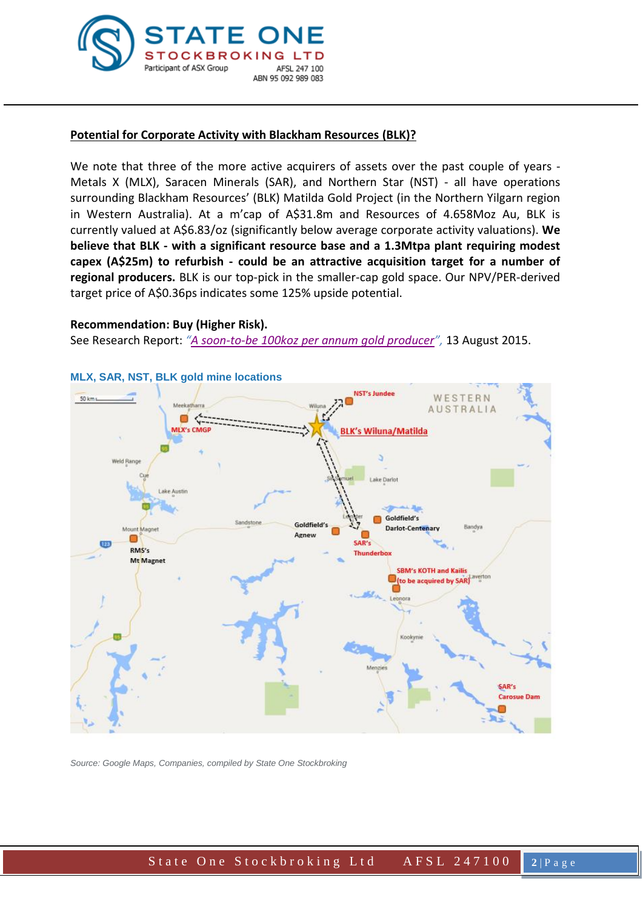## Potential for Corporate Activity with Blackham Resources (BLK)?

We note that three of the more active acquirers of assets over the past couple of years - Metals X (MLX), Saracen Minerals (SAR), and Northern Star (NST) - all have operations surrounding Blackham Resources' (BLK) Matilda Gold Project (in the Northern Yilgarn region in Western Australia). At a m'cap of A$31.8m and Resources of 4.658Moz Au, BLK is currently valued at A$6.83/oz (significantly below average corporate activity valuations). **We believe that BLK - with a significant resource base and a 1.3Mtpa plant requiring modest capex (A$25m) to refurbish - could be an attractive acquisition target for a number of regional producers.** BLK is our top-pick in the smaller-cap gold space. Our NPV/PER-derived target price of A$0.36ps indicates some 125% upside potential.

**Recommendation: Buy (Higher Risk).**

See Research Report: *"A soon-to-be 100koz per annum gold producer"*, 13 August 2015.

**MLX, SAR, NST, BLK gold mine locations**

*Source: Google Maps, Companies, compiled by State One Stockbroking*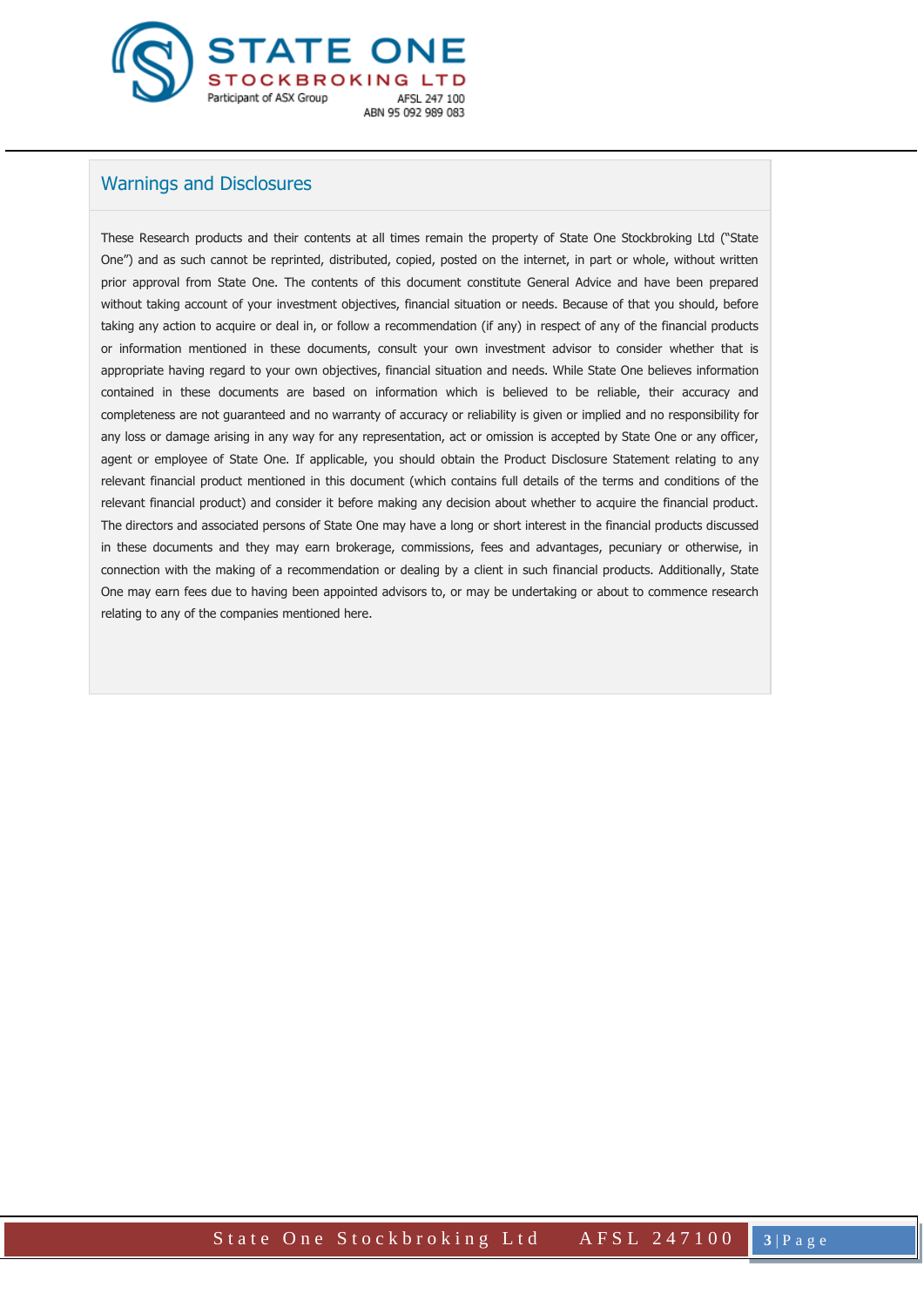## Warnings and Disclosures

These Research products and their contents at all times remain the property of State One Stockbroking Ltd ("State One") and as such cannot be reprinted, distributed, copied, posted on the internet, in part or whole, without written prior approval from State One. The contents of this document constitute General Advice and have been prepared without taking account of your investment objectives, financial situation or needs. Because of that you should, before taking any action to acquire or deal in, or follow a recommendation (if any) in respect of any of the financial products or information mentioned in these documents, consult your own investment advisor to consider whether that is appropriate having regard to your own objectives, financial situation and needs. While State One believes information contained in these documents are based on information which is believed to be reliable, their accuracy and completeness are not guaranteed and no warranty of accuracy or reliability is given or implied and no responsibility for any loss or damage arising in any way for any representation, act or omission is accepted by State One or any officer, agent or employee of State One. If applicable, you should obtain the Product Disclosure Statement relating to any relevant financial product mentioned in this document (which contains full details of the terms and conditions of the relevant financial product) and consider it before making any decision about whether to acquire the financial product. The directors and associated persons of State One may have a long or short interest in the financial products discussed in these documents and they may earn brokerage, commissions, fees and advantages, pecuniary or otherwise, in connection with the making of a recommendation or dealing by a client in such financial products. Additionally, State One may earn fees due to having been appointed advisors to, or may be undertaking or about to commence research relating to any of the companies mentioned here.